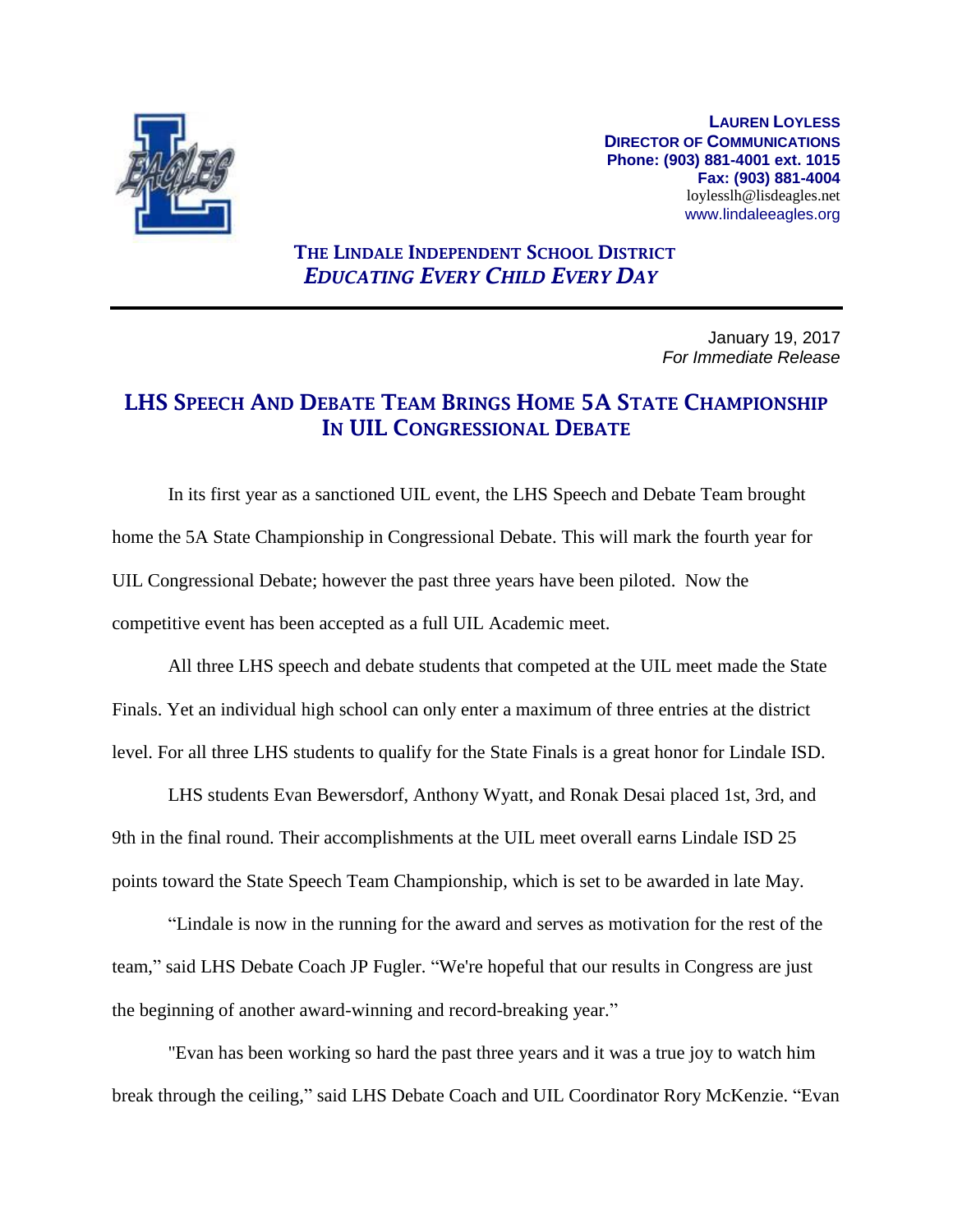**LAUREN LOYLESS**
**DIRECTOR OF COMMUNICATIONS**
**Phone: (903) 881-4001 ext. 1015**
**Fax: (903) 881-4004**
loylesslh@lisdeagles.net
www.lindaleeagles.org

**THE LINDALE INDEPENDENT SCHOOL DISTRICT**
***EDUCATING EVERY CHILD EVERY DAY***

---

January 19, 2017
*For Immediate Release*

# LHS SPEECH AND DEBATE TEAM BRINGS HOME 5A STATE CHAMPIONSHIP IN UIL CONGRESSIONAL DEBATE

In its first year as a sanctioned UIL event, the LHS Speech and Debate Team brought home the 5A State Championship in Congressional Debate. This will mark the fourth year for UIL Congressional Debate; however the past three years have been piloted. Now the competitive event has been accepted as a full UIL Academic meet.

All three LHS speech and debate students that competed at the UIL meet made the State Finals. Yet an individual high school can only enter a maximum of three entries at the district level. For all three LHS students to qualify for the State Finals is a great honor for Lindale ISD.

LHS students Evan Bewersdorf, Anthony Wyatt, and Ronak Desai placed 1st, 3rd, and 9th in the final round. Their accomplishments at the UIL meet overall earns Lindale ISD 25 points toward the State Speech Team Championship, which is set to be awarded in late May.

"Lindale is now in the running for the award and serves as motivation for the rest of the team," said LHS Debate Coach JP Fugler. "We're hopeful that our results in Congress are just the beginning of another award-winning and record-breaking year."

"Evan has been working so hard the past three years and it was a true joy to watch him break through the ceiling," said LHS Debate Coach and UIL Coordinator Rory McKenzie. "Evan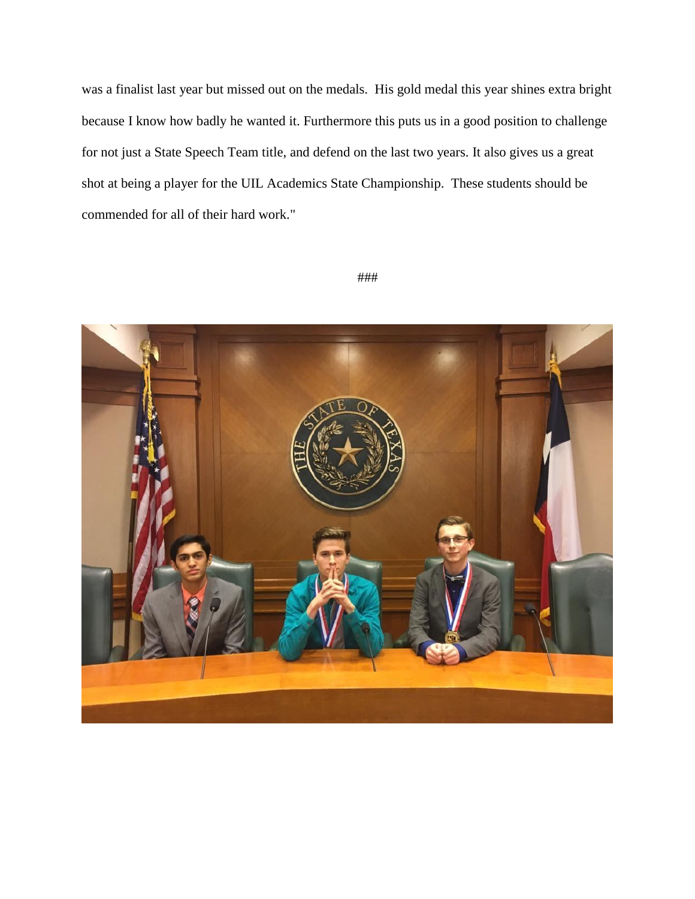was a finalist last year but missed out on the medals. His gold medal this year shines extra bright because I know how badly he wanted it. Furthermore this puts us in a good position to challenge for not just a State Speech Team title, and defend on the last two years. It also gives us a great shot at being a player for the UIL Academics State Championship. These students should be commended for all of their hard work."

###